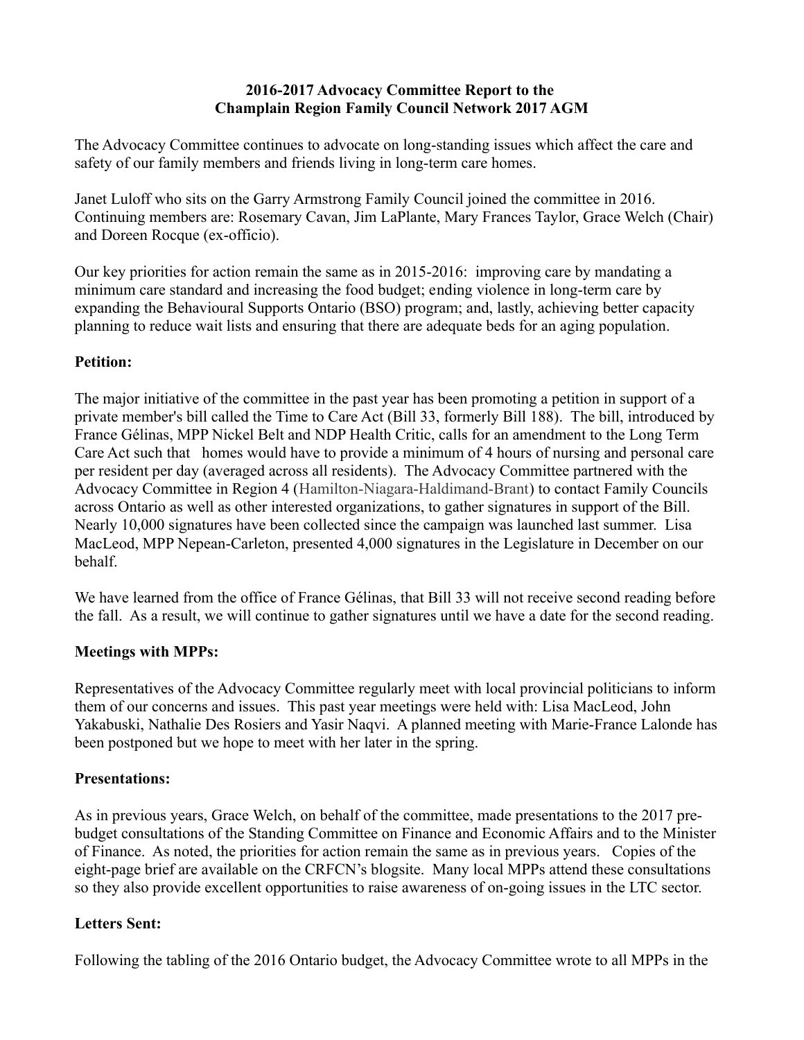**2016-2017 Advocacy Committee Report to the Champlain Region Family Council Network 2017 AGM**

The Advocacy Committee continues to advocate on long-standing issues which affect the care and safety of our family members and friends living in long-term care homes.

Janet Luloff who sits on the Garry Armstrong Family Council joined the committee in 2016. Continuing members are: Rosemary Cavan, Jim LaPlante, Mary Frances Taylor, Grace Welch (Chair) and Doreen Rocque (ex-officio).

Our key priorities for action remain the same as in 2015-2016: improving care by mandating a minimum care standard and increasing the food budget; ending violence in long-term care by expanding the Behavioural Supports Ontario (BSO) program; and, lastly, achieving better capacity planning to reduce wait lists and ensuring that there are adequate beds for an aging population.

**Petition:**

The major initiative of the committee in the past year has been promoting a petition in support of a private member's bill called the Time to Care Act (Bill 33, formerly Bill 188). The bill, introduced by France Gélinas, MPP Nickel Belt and NDP Health Critic, calls for an amendment to the Long Term Care Act such that homes would have to provide a minimum of 4 hours of nursing and personal care per resident per day (averaged across all residents). The Advocacy Committee partnered with the Advocacy Committee in Region 4 (Hamilton-Niagara-Haldimand-Brant) to contact Family Councils across Ontario as well as other interested organizations, to gather signatures in support of the Bill. Nearly 10,000 signatures have been collected since the campaign was launched last summer. Lisa MacLeod, MPP Nepean-Carleton, presented 4,000 signatures in the Legislature in December on our behalf.

We have learned from the office of France Gélinas, that Bill 33 will not receive second reading before the fall. As a result, we will continue to gather signatures until we have a date for the second reading.

**Meetings with MPPs:**

Representatives of the Advocacy Committee regularly meet with local provincial politicians to inform them of our concerns and issues. This past year meetings were held with: Lisa MacLeod, John Yakabuski, Nathalie Des Rosiers and Yasir Naqvi. A planned meeting with Marie-France Lalonde has been postponed but we hope to meet with her later in the spring.

**Presentations:**

As in previous years, Grace Welch, on behalf of the committee, made presentations to the 2017 pre-budget consultations of the Standing Committee on Finance and Economic Affairs and to the Minister of Finance. As noted, the priorities for action remain the same as in previous years. Copies of the eight-page brief are available on the CRFCN's blogsite. Many local MPPs attend these consultations so they also provide excellent opportunities to raise awareness of on-going issues in the LTC sector.

**Letters Sent:**

Following the tabling of the 2016 Ontario budget, the Advocacy Committee wrote to all MPPs in the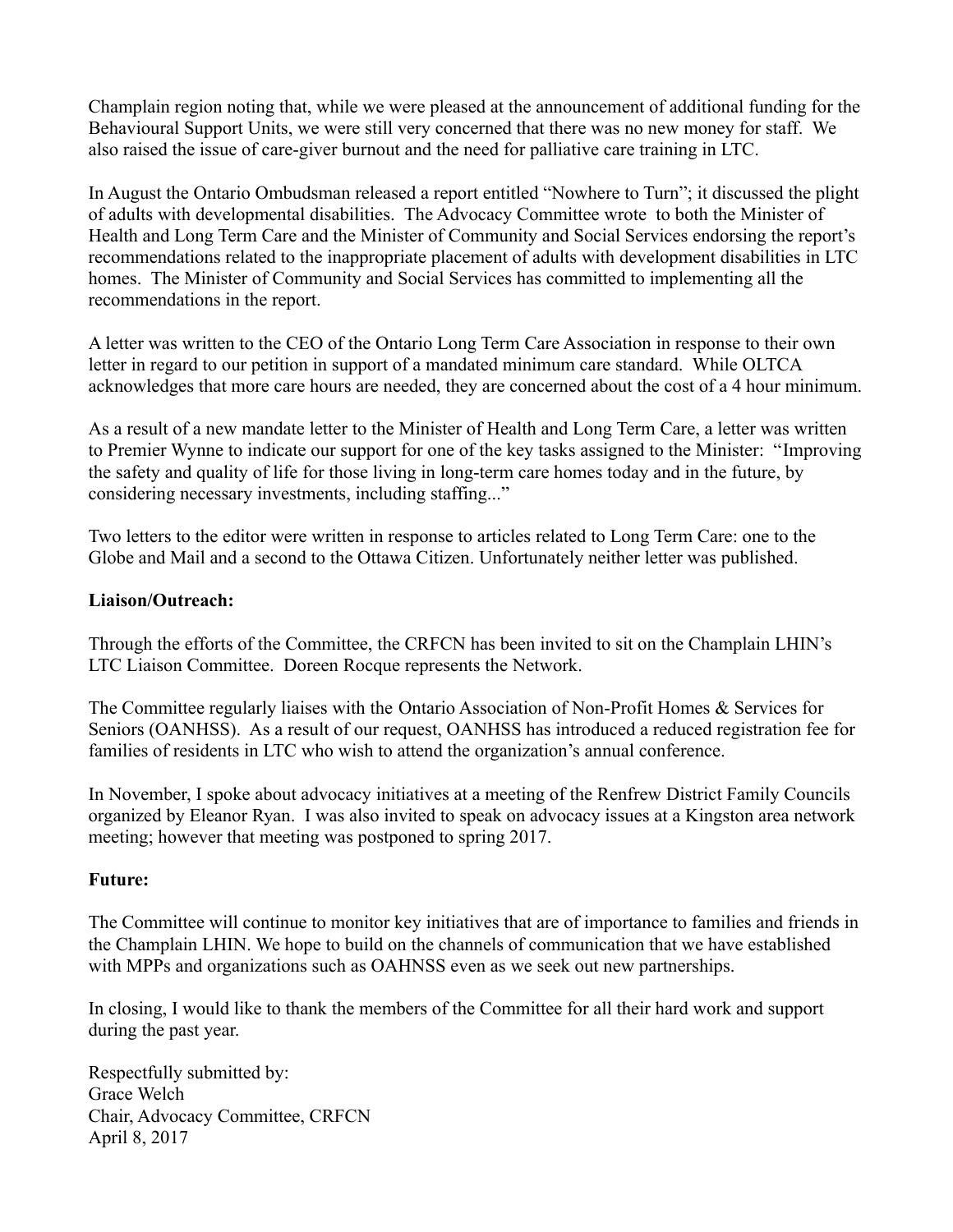Champlain region noting that, while we were pleased at the announcement of additional funding for the Behavioural Support Units, we were still very concerned that there was no new money for staff. We also raised the issue of care-giver burnout and the need for palliative care training in LTC.

In August the Ontario Ombudsman released a report entitled "Nowhere to Turn"; it discussed the plight of adults with developmental disabilities. The Advocacy Committee wrote to both the Minister of Health and Long Term Care and the Minister of Community and Social Services endorsing the report's recommendations related to the inappropriate placement of adults with development disabilities in LTC homes. The Minister of Community and Social Services has committed to implementing all the recommendations in the report.

A letter was written to the CEO of the Ontario Long Term Care Association in response to their own letter in regard to our petition in support of a mandated minimum care standard. While OLTCA acknowledges that more care hours are needed, they are concerned about the cost of a 4 hour minimum.

As a result of a new mandate letter to the Minister of Health and Long Term Care, a letter was written to Premier Wynne to indicate our support for one of the key tasks assigned to the Minister: "Improving the safety and quality of life for those living in long-term care homes today and in the future, by considering necessary investments, including staffing..."

Two letters to the editor were written in response to articles related to Long Term Care: one to the Globe and Mail and a second to the Ottawa Citizen. Unfortunately neither letter was published.

**Liaison/Outreach:**

Through the efforts of the Committee, the CRFCN has been invited to sit on the Champlain LHIN's LTC Liaison Committee. Doreen Rocque represents the Network.

The Committee regularly liaises with the Ontario Association of Non-Profit Homes & Services for Seniors (OANHSS). As a result of our request, OANHSS has introduced a reduced registration fee for families of residents in LTC who wish to attend the organization's annual conference.

In November, I spoke about advocacy initiatives at a meeting of the Renfrew District Family Councils organized by Eleanor Ryan. I was also invited to speak on advocacy issues at a Kingston area network meeting; however that meeting was postponed to spring 2017.

**Future:**

The Committee will continue to monitor key initiatives that are of importance to families and friends in the Champlain LHIN. We hope to build on the channels of communication that we have established with MPPs and organizations such as OAHNSS even as we seek out new partnerships.

In closing, I would like to thank the members of the Committee for all their hard work and support during the past year.

Respectfully submitted by:
Grace Welch
Chair, Advocacy Committee, CRFCN
April 8, 2017